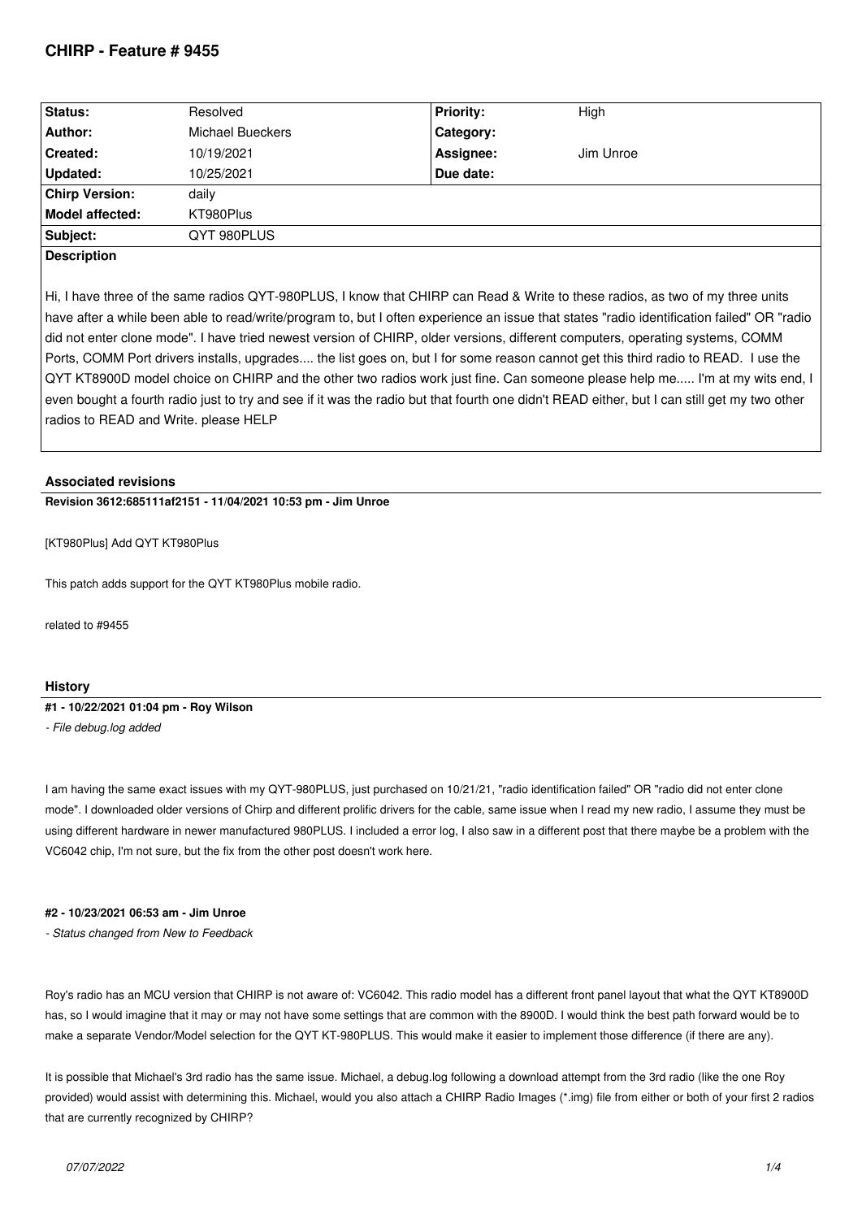# CHIRP - Feature # 9455

| Status: | Resolved | Priority: | High |
|---|---|---|---|
| Author: | Michael Bueckers | Category: | |
| Created: | 10/19/2021 | Assignee: | Jim Unroe |
| Updated: | 10/25/2021 | Due date: | |
| Chirp Version: | daily | | |
| Model affected: | KT980Plus | | |
| Subject: | QYT 980PLUS | | |

**Description**

Hi, I have three of the same radios QYT-980PLUS, I know that CHIRP can Read & Write to these radios, as two of my three units have after a while been able to read/write/program to, but I often experience an issue that states "radio identification failed" OR "radio did not enter clone mode". I have tried newest version of CHIRP, older versions, different computers, operating systems, COMM Ports, COMM Port drivers installs, upgrades.... the list goes on, but I for some reason cannot get this third radio to READ. I use the QYT KT8900D model choice on CHIRP and the other two radios work just fine. Can someone please help me..... I'm at my wits end, I even bought a fourth radio just to try and see if it was the radio but that fourth one didn't READ either, but I can still get my two other radios to READ and Write. please HELP

## Associated revisions

**Revision 3612:685111af2151 - 11/04/2021 10:53 pm - Jim Unroe**

[KT980Plus] Add QYT KT980Plus

This patch adds support for the QYT KT980Plus mobile radio.

related to #9455

## History

**#1 - 10/22/2021 01:04 pm - Roy Wilson**

*- File debug.log added*

I am having the same exact issues with my QYT-980PLUS, just purchased on 10/21/21, "radio identification failed" OR "radio did not enter clone mode". I downloaded older versions of Chirp and different prolific drivers for the cable, same issue when I read my new radio, I assume they must be using different hardware in newer manufactured 980PLUS. I included a error log, I also saw in a different post that there maybe be a problem with the VC6042 chip, I'm not sure, but the fix from the other post doesn't work here.

**#2 - 10/23/2021 06:53 am - Jim Unroe**

*- Status changed from New to Feedback*

Roy's radio has an MCU version that CHIRP is not aware of: VC6042. This radio model has a different front panel layout that what the QYT KT8900D has, so I would imagine that it may or may not have some settings that are common with the 8900D. I would think the best path forward would be to make a separate Vendor/Model selection for the QYT KT-980PLUS. This would make it easier to implement those difference (if there are any).

It is possible that Michael's 3rd radio has the same issue. Michael, a debug.log following a download attempt from the 3rd radio (like the one Roy provided) would assist with determining this. Michael, would you also attach a CHIRP Radio Images (*.img) file from either or both of your first 2 radios that are currently recognized by CHIRP?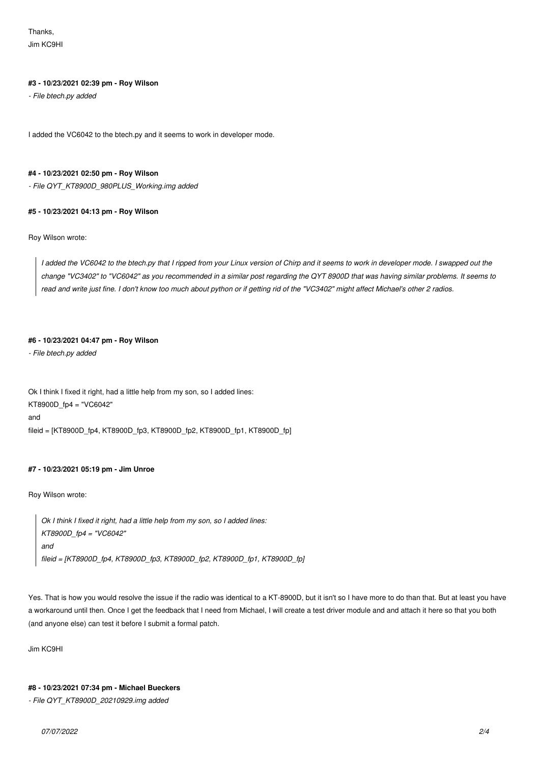Thanks,

Jim KC9HI

**#3 - 10/23/2021 02:39 pm - Roy Wilson**

*- File btech.py added*

I added the VC6042 to the btech.py and it seems to work in developer mode.

**#4 - 10/23/2021 02:50 pm - Roy Wilson**

*- File QYT_KT8900D_980PLUS_Working.img added*

**#5 - 10/23/2021 04:13 pm - Roy Wilson**

Roy Wilson wrote:

> *I added the VC6042 to the btech.py that I ripped from your Linux version of Chirp and it seems to work in developer mode. I swapped out the change "VC3402" to "VC6042" as you recommended in a similar post regarding the QYT 8900D that was having similar problems. It seems to read and write just fine. I don't know too much about python or if getting rid of the "VC3402" might affect Michael's other 2 radios.*

**#6 - 10/23/2021 04:47 pm - Roy Wilson**

*- File btech.py added*

Ok I think I fixed it right, had a little help from my son, so I added lines:

KT8900D_fp4 = "VC6042"

and

fileid = [KT8900D_fp4, KT8900D_fp3, KT8900D_fp2, KT8900D_fp1, KT8900D_fp]

**#7 - 10/23/2021 05:19 pm - Jim Unroe**

Roy Wilson wrote:

> *Ok I think I fixed it right, had a little help from my son, so I added lines:*
> *KT8900D_fp4 = "VC6042"*
> *and*
> *fileid = [KT8900D_fp4, KT8900D_fp3, KT8900D_fp2, KT8900D_fp1, KT8900D_fp]*

Yes. That is how you would resolve the issue if the radio was identical to a KT-8900D, but it isn't so I have more to do than that. But at least you have a workaround until then. Once I get the feedback that I need from Michael, I will create a test driver module and and attach it here so that you both (and anyone else) can test it before I submit a formal patch.

Jim KC9HI

**#8 - 10/23/2021 07:34 pm - Michael Bueckers**

*- File QYT_KT8900D_20210929.img added*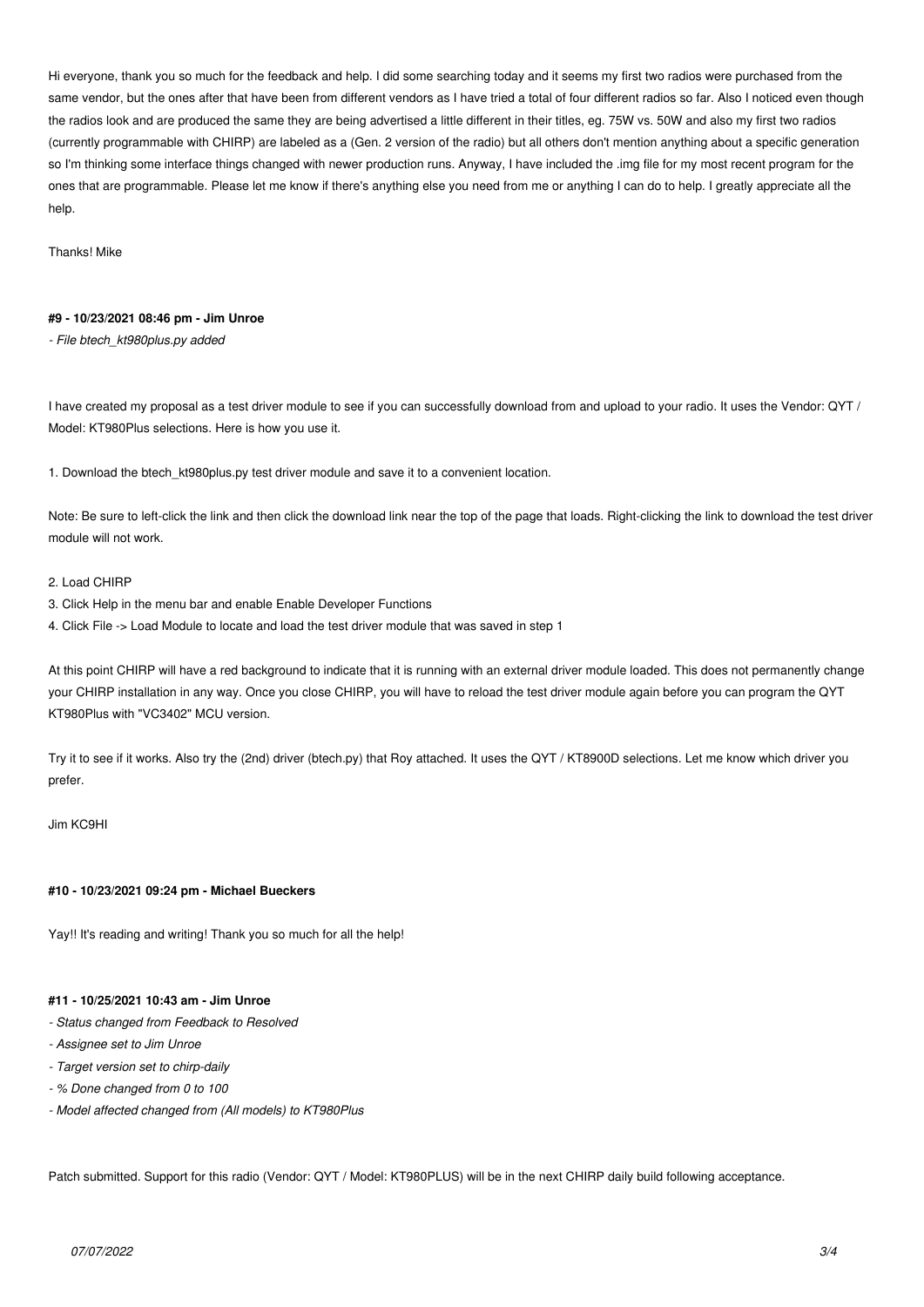Hi everyone, thank you so much for the feedback and help. I did some searching today and it seems my first two radios were purchased from the same vendor, but the ones after that have been from different vendors as I have tried a total of four different radios so far. Also I noticed even though the radios look and are produced the same they are being advertised a little different in their titles, eg. 75W vs. 50W and also my first two radios (currently programmable with CHIRP) are labeled as a (Gen. 2 version of the radio) but all others don't mention anything about a specific generation so I'm thinking some interface things changed with newer production runs. Anyway, I have included the .img file for my most recent program for the ones that are programmable. Please let me know if there's anything else you need from me or anything I can do to help. I greatly appreciate all the help.

Thanks! Mike

**#9 - 10/23/2021 08:46 pm - Jim Unroe**

*- File btech_kt980plus.py added*

I have created my proposal as a test driver module to see if you can successfully download from and upload to your radio. It uses the Vendor: QYT / Model: KT980Plus selections. Here is how you use it.

1. Download the btech_kt980plus.py test driver module and save it to a convenient location.

Note: Be sure to left-click the link and then click the download link near the top of the page that loads. Right-clicking the link to download the test driver module will not work.

2. Load CHIRP
3. Click Help in the menu bar and enable Enable Developer Functions
4. Click File -> Load Module to locate and load the test driver module that was saved in step 1

At this point CHIRP will have a red background to indicate that it is running with an external driver module loaded. This does not permanently change your CHIRP installation in any way. Once you close CHIRP, you will have to reload the test driver module again before you can program the QYT KT980Plus with "VC3402" MCU version.

Try it to see if it works. Also try the (2nd) driver (btech.py) that Roy attached. It uses the QYT / KT8900D selections. Let me know which driver you prefer.

Jim KC9HI

**#10 - 10/23/2021 09:24 pm - Michael Bueckers**

Yay!! It's reading and writing! Thank you so much for all the help!

**#11 - 10/25/2021 10:43 am - Jim Unroe**

*- Status changed from Feedback to Resolved*

*- Assignee set to Jim Unroe*

*- Target version set to chirp-daily*

*- % Done changed from 0 to 100*

*- Model affected changed from (All models) to KT980Plus*

Patch submitted. Support for this radio (Vendor: QYT / Model: KT980PLUS) will be in the next CHIRP daily build following acceptance.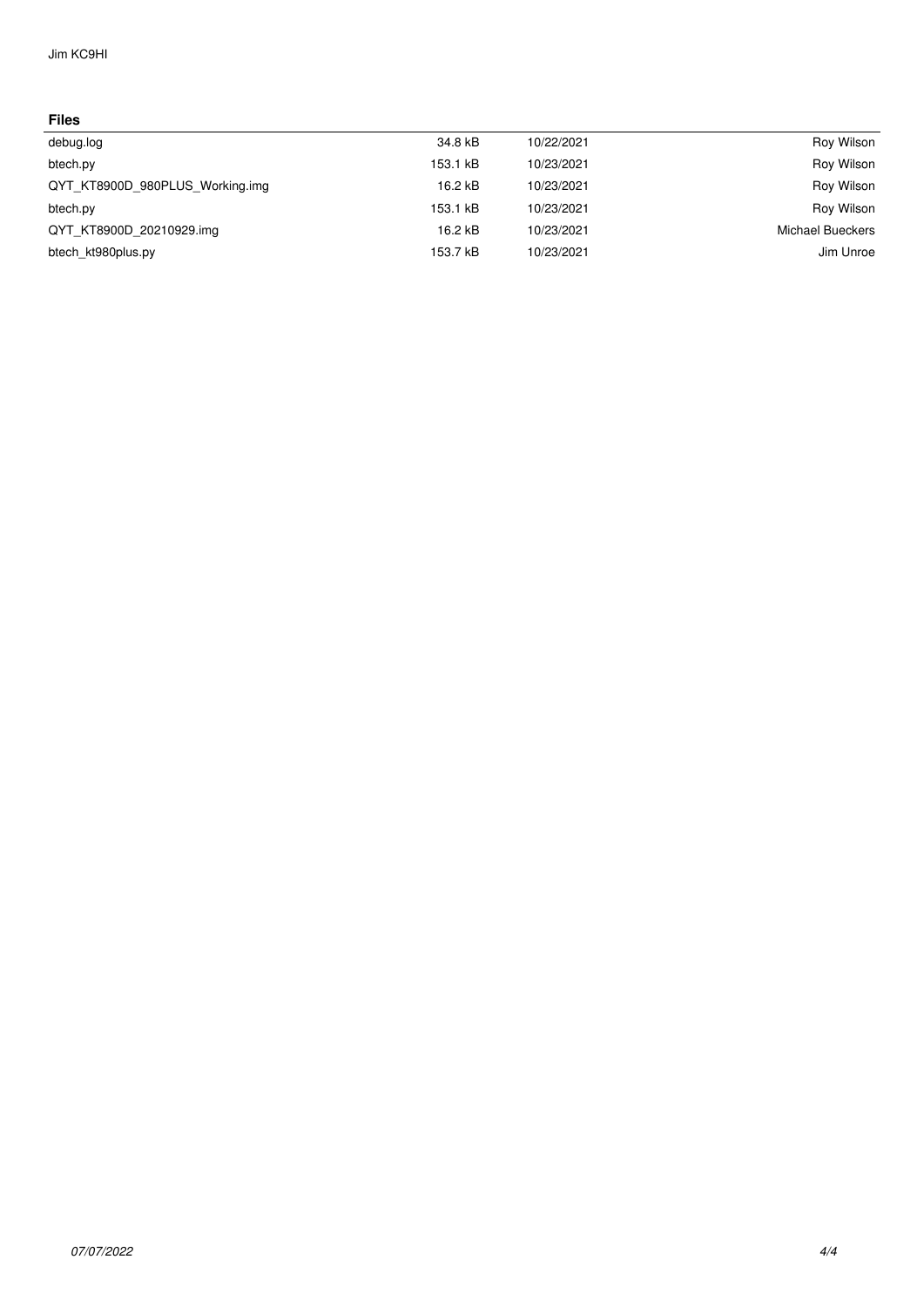Jim KC9HI

**Files**

| | | | |
|---|---|---|---|
| debug.log | 34.8 kB | 10/22/2021 | Roy Wilson |
| btech.py | 153.1 kB | 10/23/2021 | Roy Wilson |
| QYT_KT8900D_980PLUS_Working.img | 16.2 kB | 10/23/2021 | Roy Wilson |
| btech.py | 153.1 kB | 10/23/2021 | Roy Wilson |
| QYT_KT8900D_20210929.img | 16.2 kB | 10/23/2021 | Michael Bueckers |
| btech_kt980plus.py | 153.7 kB | 10/23/2021 | Jim Unroe |